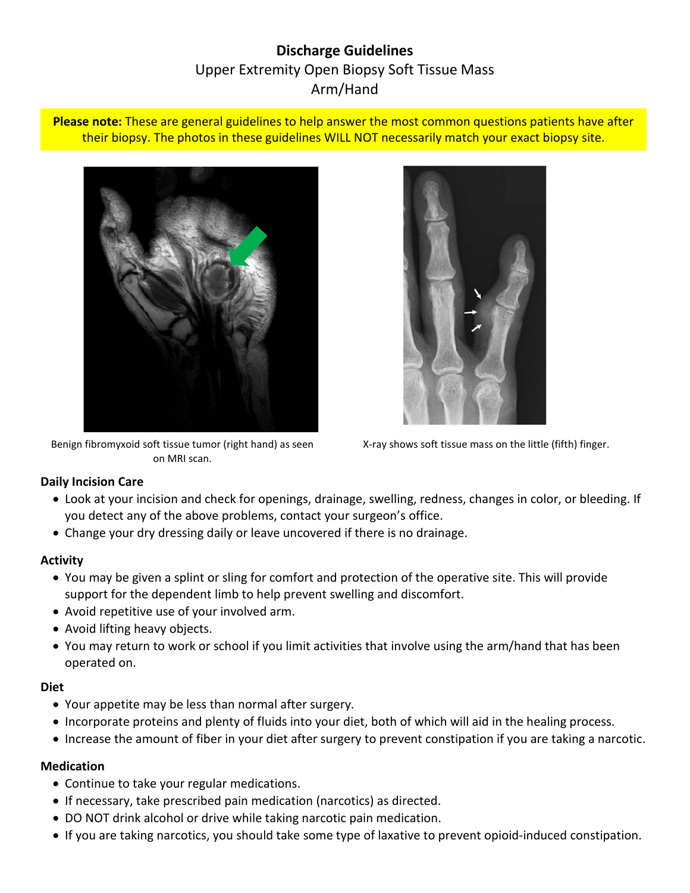# Discharge Guidelines

Upper Extremity Open Biopsy Soft Tissue Mass

Arm/Hand

**Please note:** These are general guidelines to help answer the most common questions patients have after their biopsy. The photos in these guidelines WILL NOT necessarily match your exact biopsy site.

Benign fibromyxoid soft tissue tumor (right hand) as seen on MRI scan.

X-ray shows soft tissue mass on the little (fifth) finger.

## Daily Incision Care

- Look at your incision and check for openings, drainage, swelling, redness, changes in color, or bleeding. If you detect any of the above problems, contact your surgeon's office.
- Change your dry dressing daily or leave uncovered if there is no drainage.

## Activity

- You may be given a splint or sling for comfort and protection of the operative site. This will provide support for the dependent limb to help prevent swelling and discomfort.
- Avoid repetitive use of your involved arm.
- Avoid lifting heavy objects.
- You may return to work or school if you limit activities that involve using the arm/hand that has been operated on.

## Diet

- Your appetite may be less than normal after surgery.
- Incorporate proteins and plenty of fluids into your diet, both of which will aid in the healing process.
- Increase the amount of fiber in your diet after surgery to prevent constipation if you are taking a narcotic.

## Medication

- Continue to take your regular medications.
- If necessary, take prescribed pain medication (narcotics) as directed.
- DO NOT drink alcohol or drive while taking narcotic pain medication.
- If you are taking narcotics, you should take some type of laxative to prevent opioid-induced constipation.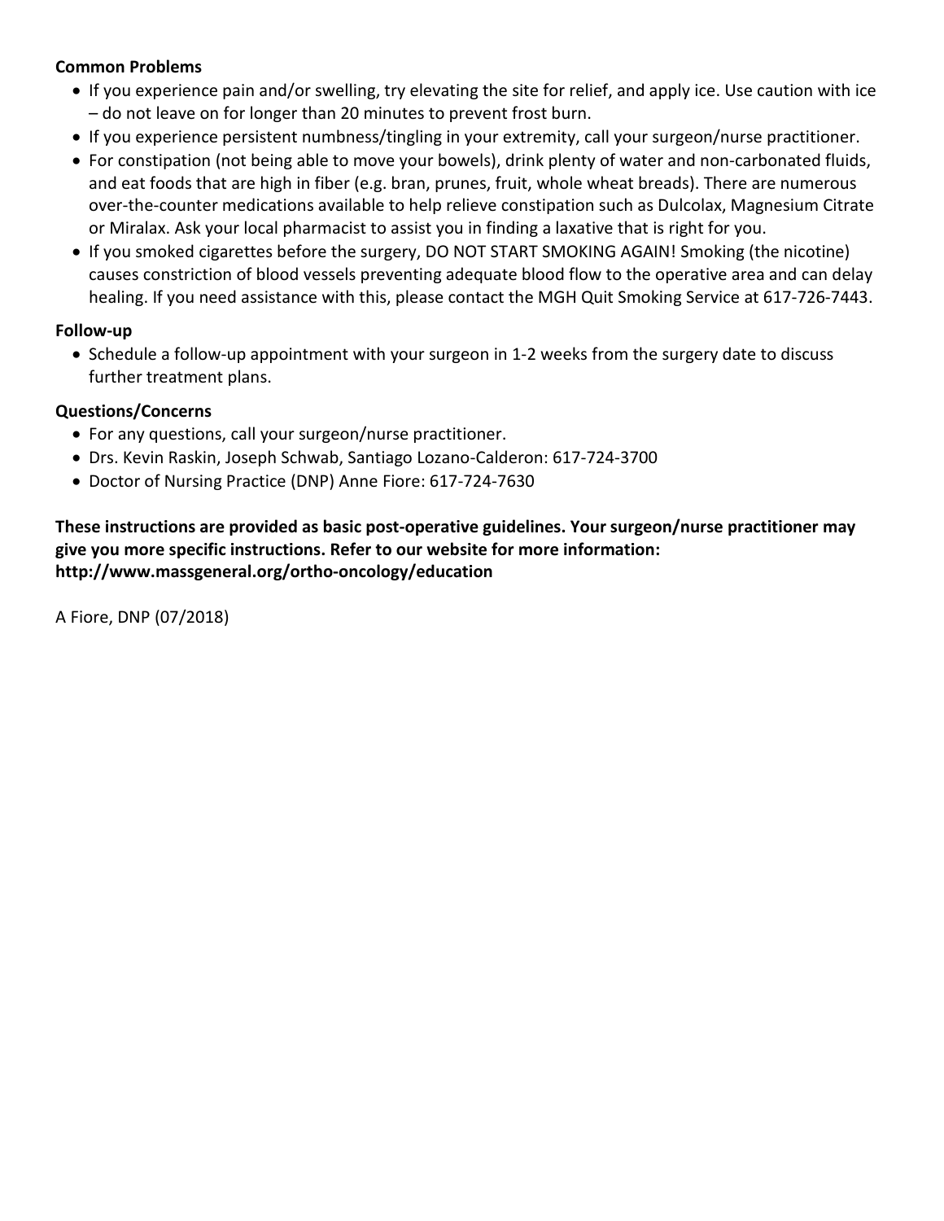**Common Problems**

- If you experience pain and/or swelling, try elevating the site for relief, and apply ice. Use caution with ice – do not leave on for longer than 20 minutes to prevent frost burn.
- If you experience persistent numbness/tingling in your extremity, call your surgeon/nurse practitioner.
- For constipation (not being able to move your bowels), drink plenty of water and non-carbonated fluids, and eat foods that are high in fiber (e.g. bran, prunes, fruit, whole wheat breads). There are numerous over-the-counter medications available to help relieve constipation such as Dulcolax, Magnesium Citrate or Miralax. Ask your local pharmacist to assist you in finding a laxative that is right for you.
- If you smoked cigarettes before the surgery, DO NOT START SMOKING AGAIN! Smoking (the nicotine) causes constriction of blood vessels preventing adequate blood flow to the operative area and can delay healing. If you need assistance with this, please contact the MGH Quit Smoking Service at 617-726-7443.

**Follow-up**

- Schedule a follow-up appointment with your surgeon in 1-2 weeks from the surgery date to discuss further treatment plans.

**Questions/Concerns**

- For any questions, call your surgeon/nurse practitioner.
- Drs. Kevin Raskin, Joseph Schwab, Santiago Lozano-Calderon: 617-724-3700
- Doctor of Nursing Practice (DNP) Anne Fiore: 617-724-7630

**These instructions are provided as basic post-operative guidelines. Your surgeon/nurse practitioner may give you more specific instructions. Refer to our website for more information: http://www.massgeneral.org/ortho-oncology/education**

A Fiore, DNP (07/2018)